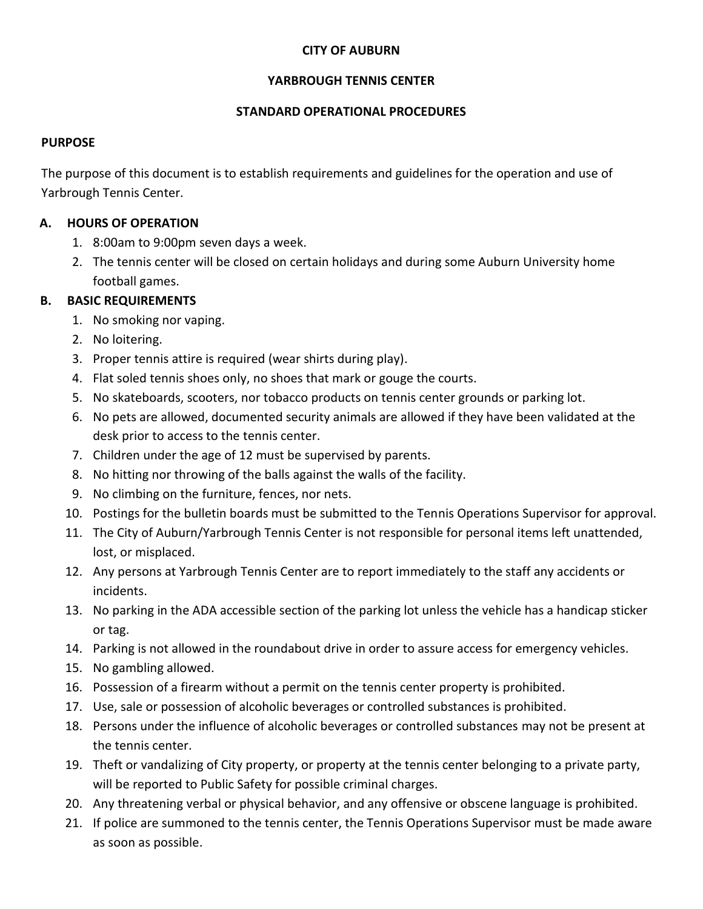# CITY OF AUBURN

## YARBROUGH TENNIS CENTER

## STANDARD OPERATIONAL PROCEDURES

### PURPOSE

The purpose of this document is to establish requirements and guidelines for the operation and use of Yarbrough Tennis Center.

### A. HOURS OF OPERATION

1. 8:00am to 9:00pm seven days a week.
2. The tennis center will be closed on certain holidays and during some Auburn University home football games.

### B. BASIC REQUIREMENTS

1. No smoking nor vaping.
2. No loitering.
3. Proper tennis attire is required (wear shirts during play).
4. Flat soled tennis shoes only, no shoes that mark or gouge the courts.
5. No skateboards, scooters, nor tobacco products on tennis center grounds or parking lot.
6. No pets are allowed, documented security animals are allowed if they have been validated at the desk prior to access to the tennis center.
7. Children under the age of 12 must be supervised by parents.
8. No hitting nor throwing of the balls against the walls of the facility.
9. No climbing on the furniture, fences, nor nets.
10. Postings for the bulletin boards must be submitted to the Tennis Operations Supervisor for approval.
11. The City of Auburn/Yarbrough Tennis Center is not responsible for personal items left unattended, lost, or misplaced.
12. Any persons at Yarbrough Tennis Center are to report immediately to the staff any accidents or incidents.
13. No parking in the ADA accessible section of the parking lot unless the vehicle has a handicap sticker or tag.
14. Parking is not allowed in the roundabout drive in order to assure access for emergency vehicles.
15. No gambling allowed.
16. Possession of a firearm without a permit on the tennis center property is prohibited.
17. Use, sale or possession of alcoholic beverages or controlled substances is prohibited.
18. Persons under the influence of alcoholic beverages or controlled substances may not be present at the tennis center.
19. Theft or vandalizing of City property, or property at the tennis center belonging to a private party, will be reported to Public Safety for possible criminal charges.
20. Any threatening verbal or physical behavior, and any offensive or obscene language is prohibited.
21. If police are summoned to the tennis center, the Tennis Operations Supervisor must be made aware as soon as possible.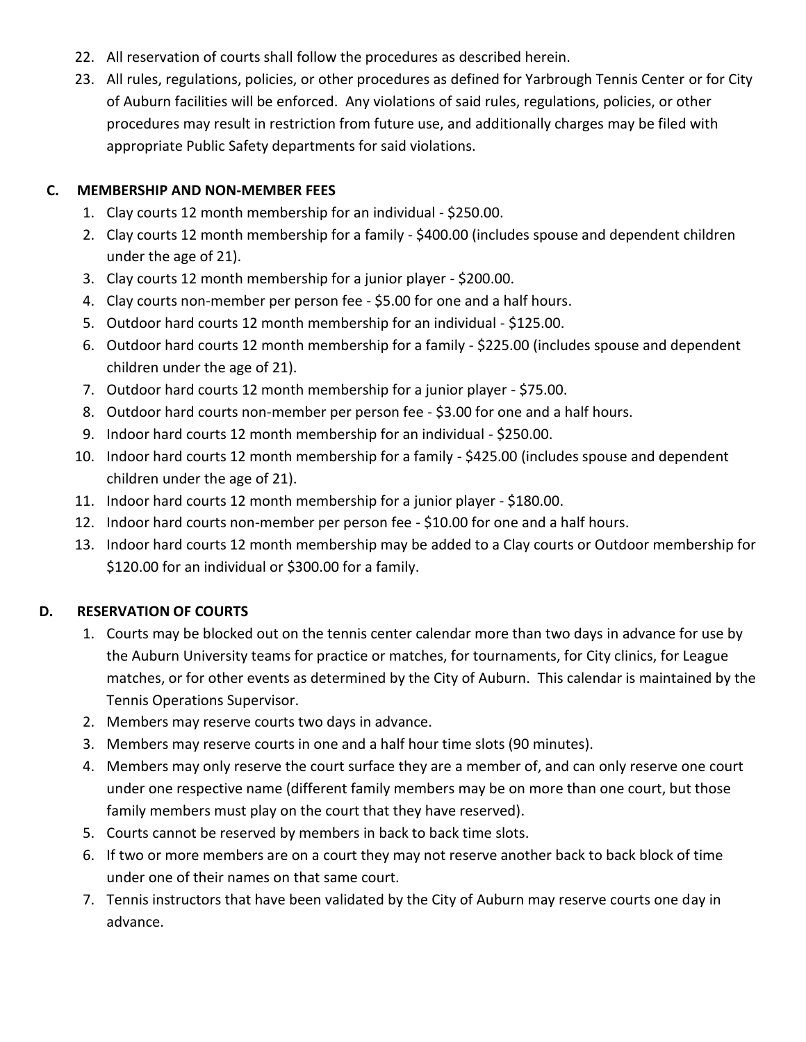22. All reservation of courts shall follow the procedures as described herein.
23. All rules, regulations, policies, or other procedures as defined for Yarbrough Tennis Center or for City of Auburn facilities will be enforced. Any violations of said rules, regulations, policies, or other procedures may result in restriction from future use, and additionally charges may be filed with appropriate Public Safety departments for said violations.

## C. MEMBERSHIP AND NON-MEMBER FEES

1. Clay courts 12 month membership for an individual - $250.00.
2. Clay courts 12 month membership for a family - $400.00 (includes spouse and dependent children under the age of 21).
3. Clay courts 12 month membership for a junior player - $200.00.
4. Clay courts non-member per person fee - $5.00 for one and a half hours.
5. Outdoor hard courts 12 month membership for an individual - $125.00.
6. Outdoor hard courts 12 month membership for a family - $225.00 (includes spouse and dependent children under the age of 21).
7. Outdoor hard courts 12 month membership for a junior player - $75.00.
8. Outdoor hard courts non-member per person fee - $3.00 for one and a half hours.
9. Indoor hard courts 12 month membership for an individual - $250.00.
10. Indoor hard courts 12 month membership for a family - $425.00 (includes spouse and dependent children under the age of 21).
11. Indoor hard courts 12 month membership for a junior player - $180.00.
12. Indoor hard courts non-member per person fee - $10.00 for one and a half hours.
13. Indoor hard courts 12 month membership may be added to a Clay courts or Outdoor membership for $120.00 for an individual or $300.00 for a family.

## D. RESERVATION OF COURTS

1. Courts may be blocked out on the tennis center calendar more than two days in advance for use by the Auburn University teams for practice or matches, for tournaments, for City clinics, for League matches, or for other events as determined by the City of Auburn. This calendar is maintained by the Tennis Operations Supervisor.
2. Members may reserve courts two days in advance.
3. Members may reserve courts in one and a half hour time slots (90 minutes).
4. Members may only reserve the court surface they are a member of, and can only reserve one court under one respective name (different family members may be on more than one court, but those family members must play on the court that they have reserved).
5. Courts cannot be reserved by members in back to back time slots.
6. If two or more members are on a court they may not reserve another back to back block of time under one of their names on that same court.
7. Tennis instructors that have been validated by the City of Auburn may reserve courts one day in advance.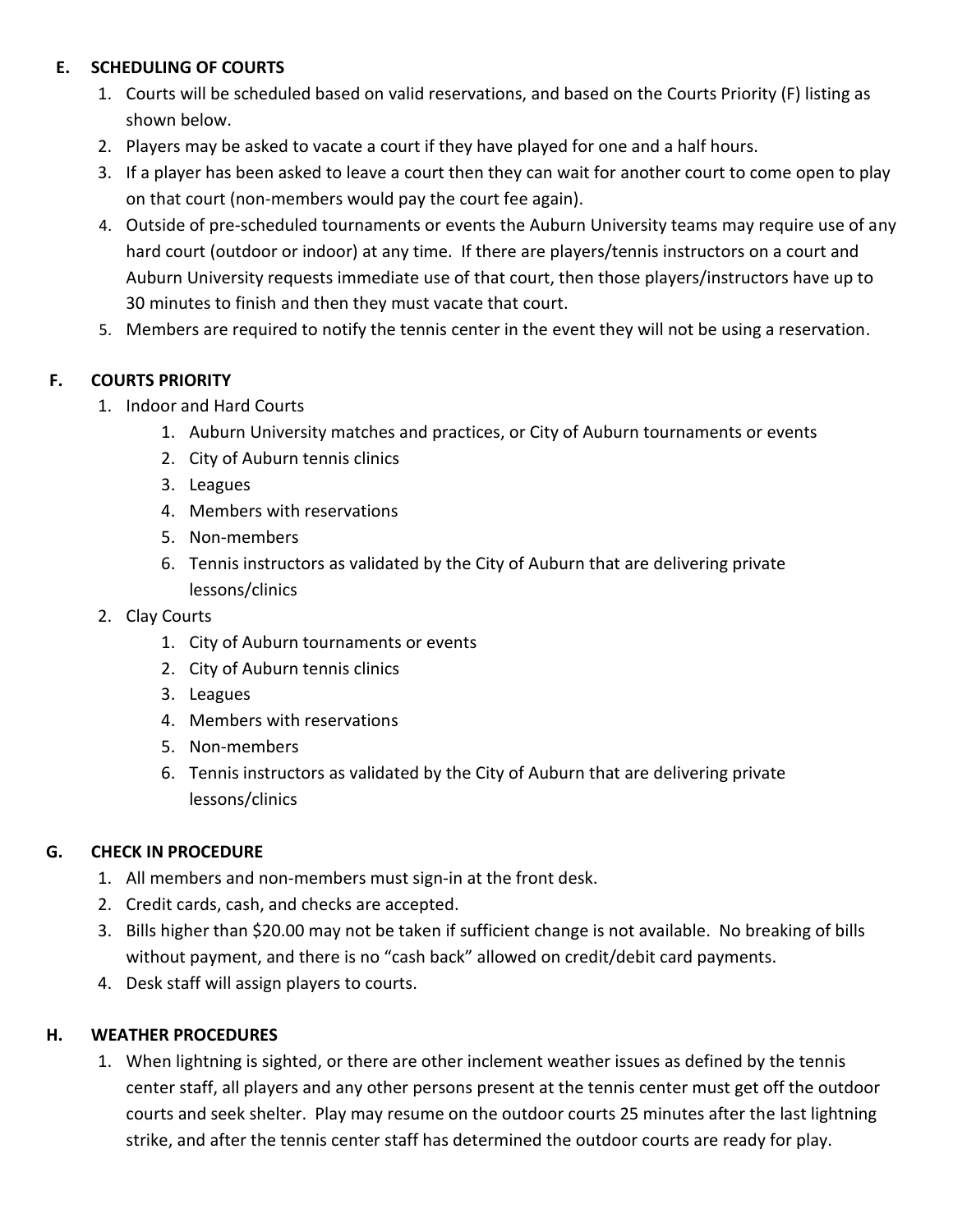## E. SCHEDULING OF COURTS

1. Courts will be scheduled based on valid reservations, and based on the Courts Priority (F) listing as shown below.
2. Players may be asked to vacate a court if they have played for one and a half hours.
3. If a player has been asked to leave a court then they can wait for another court to come open to play on that court (non-members would pay the court fee again).
4. Outside of pre-scheduled tournaments or events the Auburn University teams may require use of any hard court (outdoor or indoor) at any time. If there are players/tennis instructors on a court and Auburn University requests immediate use of that court, then those players/instructors have up to 30 minutes to finish and then they must vacate that court.
5. Members are required to notify the tennis center in the event they will not be using a reservation.

## F. COURTS PRIORITY

1. Indoor and Hard Courts
    1. Auburn University matches and practices, or City of Auburn tournaments or events
    2. City of Auburn tennis clinics
    3. Leagues
    4. Members with reservations
    5. Non-members
    6. Tennis instructors as validated by the City of Auburn that are delivering private lessons/clinics
2. Clay Courts
    1. City of Auburn tournaments or events
    2. City of Auburn tennis clinics
    3. Leagues
    4. Members with reservations
    5. Non-members
    6. Tennis instructors as validated by the City of Auburn that are delivering private lessons/clinics

## G. CHECK IN PROCEDURE

1. All members and non-members must sign-in at the front desk.
2. Credit cards, cash, and checks are accepted.
3. Bills higher than $20.00 may not be taken if sufficient change is not available. No breaking of bills without payment, and there is no "cash back" allowed on credit/debit card payments.
4. Desk staff will assign players to courts.

## H. WEATHER PROCEDURES

1. When lightning is sighted, or there are other inclement weather issues as defined by the tennis center staff, all players and any other persons present at the tennis center must get off the outdoor courts and seek shelter. Play may resume on the outdoor courts 25 minutes after the last lightning strike, and after the tennis center staff has determined the outdoor courts are ready for play.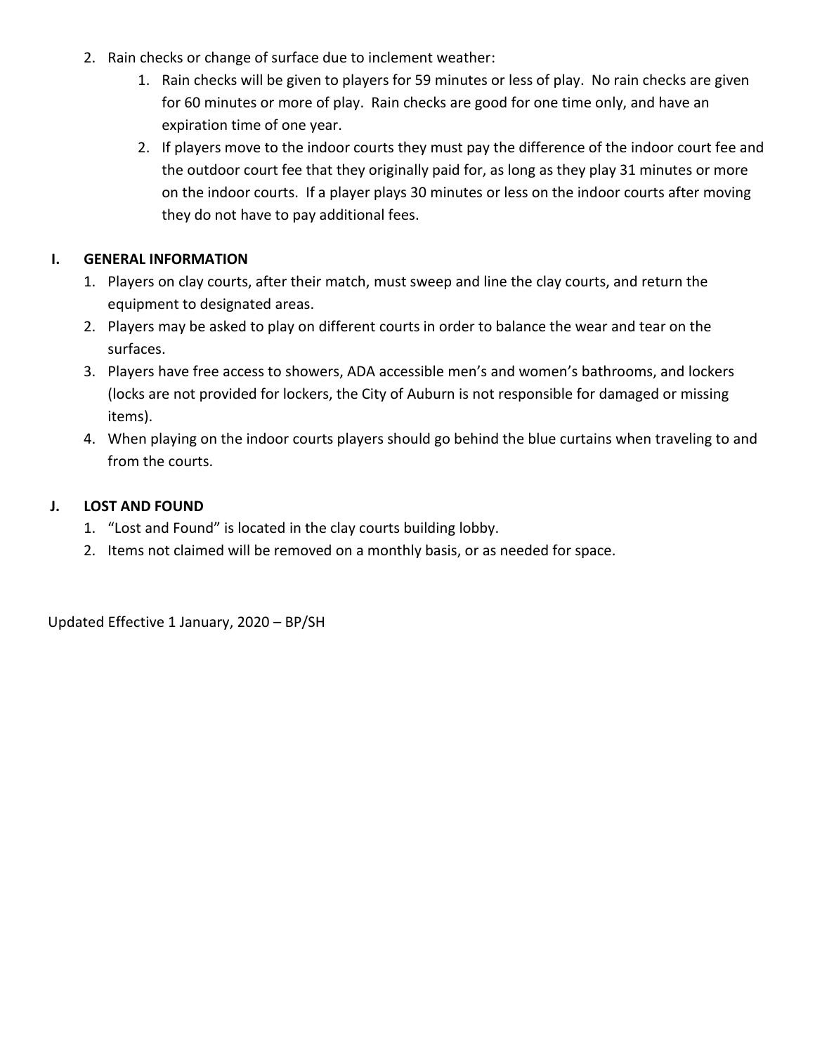2. Rain checks or change of surface due to inclement weather:
    1. Rain checks will be given to players for 59 minutes or less of play. No rain checks are given for 60 minutes or more of play. Rain checks are good for one time only, and have an expiration time of one year.
    2. If players move to the indoor courts they must pay the difference of the indoor court fee and the outdoor court fee that they originally paid for, as long as they play 31 minutes or more on the indoor courts. If a player plays 30 minutes or less on the indoor courts after moving they do not have to pay additional fees.

## I. GENERAL INFORMATION

1. Players on clay courts, after their match, must sweep and line the clay courts, and return the equipment to designated areas.
2. Players may be asked to play on different courts in order to balance the wear and tear on the surfaces.
3. Players have free access to showers, ADA accessible men's and women's bathrooms, and lockers (locks are not provided for lockers, the City of Auburn is not responsible for damaged or missing items).
4. When playing on the indoor courts players should go behind the blue curtains when traveling to and from the courts.

## J. LOST AND FOUND

1. "Lost and Found" is located in the clay courts building lobby.
2. Items not claimed will be removed on a monthly basis, or as needed for space.

Updated Effective 1 January, 2020 – BP/SH